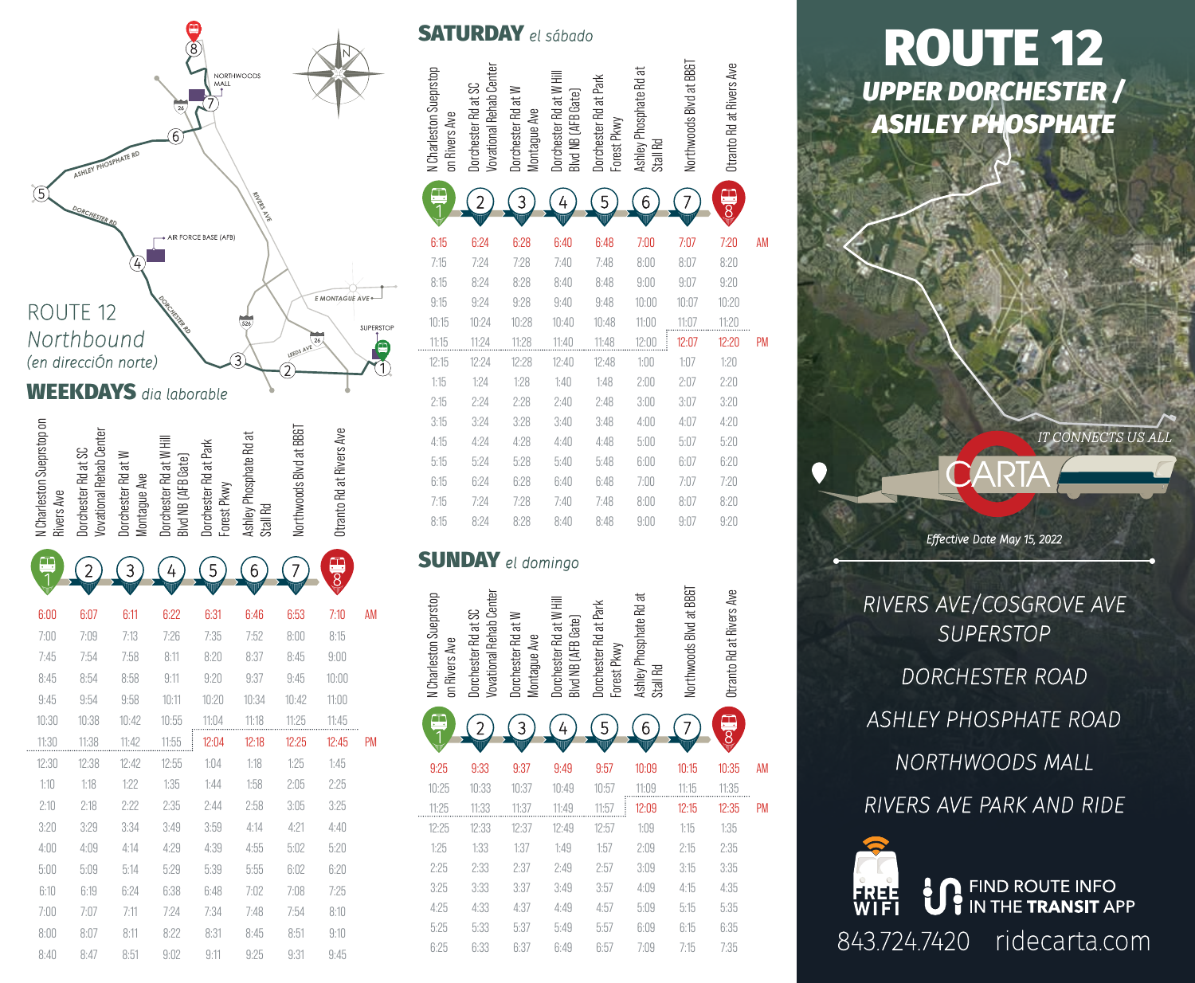# ROUTE 12

## UPPER DORCHESTER / ASHLEY PHOSPHATE

IT CONNECTS US ALL

CARTA

*Effective Date May 15, 2022*

RIVERS AVE/COSGROVE AVE SUPERSTOP

DORCHESTER ROAD

ASHLEY PHOSPHATE ROAD

NORTHWOODS MALL

RIVERS AVE PARK AND RIDE

FREE WIFI

FIND ROUTE INFO IN THE **TRANSIT** APP

843.724.7420 ridecarta.com

---

ROUTE 12
*Northbound*
*(en direcciÓn norte)*

NORTHWOODS MALL · AIR FORCE BASE (AFB) · SUPERSTOP · ASHLEY PHOSPHATE RD · DORCHESTER RD · RIVERS AVE · E MONTAGUE AVE · LEEDS AVE

## WEEKDAYS *dia laborable*

| | 1 N Charleston Superstop on Rivers Ave | 2 Dorchester Rd at SC Vocational Rehab Center | 3 Dorchester Rd at W Montague Ave | 4 Dorchester Rd at W Hill Blvd NB (AFB Gate) | 5 Dorchester Rd at Park Forest Pkwy | 6 Ashley Phosphate Rd at Stall Rd | 7 Northwoods Blvd at BB&T | 8 Otranto Rd at Rivers Ave |
|---|---|---|---|---|---|---|---|---|
| AM | 6:00 | 6:07 | 6:11 | 6:22 | 6:31 | 6:46 | 6:53 | 7:10 |
| | 7:00 | 7:09 | 7:13 | 7:26 | 7:35 | 7:52 | 8:00 | 8:15 |
| | 7:45 | 7:54 | 7:58 | 8:11 | 8:20 | 8:37 | 8:45 | 9:00 |
| | 8:45 | 8:54 | 8:58 | 9:11 | 9:20 | 9:37 | 9:45 | 10:00 |
| | 9:45 | 9:54 | 9:58 | 10:11 | 10:20 | 10:34 | 10:42 | 11:00 |
| | 10:30 | 10:38 | 10:42 | 10:55 | 11:04 | 11:18 | 11:25 | 11:45 |
| | 11:30 | 11:38 | 11:42 | 11:55 | 12:04 | 12:18 | 12:25 | 12:45 |
| PM | 12:30 | 12:38 | 12:42 | 12:55 | 1:04 | 1:18 | 1:25 | 1:45 |
| | 1:10 | 1:18 | 1:22 | 1:35 | 1:44 | 1:58 | 2:05 | 2:25 |
| | 2:10 | 2:18 | 2:22 | 2:35 | 2:44 | 2:58 | 3:05 | 3:25 |
| | 3:20 | 3:29 | 3:34 | 3:49 | 3:59 | 4:14 | 4:21 | 4:40 |
| | 4:00 | 4:09 | 4:14 | 4:29 | 4:39 | 4:55 | 5:02 | 5:20 |
| | 5:00 | 5:09 | 5:14 | 5:29 | 5:39 | 5:55 | 6:02 | 6:20 |
| | 6:10 | 6:19 | 6:24 | 6:38 | 6:48 | 7:02 | 7:08 | 7:25 |
| | 7:00 | 7:07 | 7:11 | 7:24 | 7:34 | 7:48 | 7:54 | 8:10 |
| | 8:00 | 8:07 | 8:11 | 8:22 | 8:31 | 8:45 | 8:51 | 9:10 |
| | 8:40 | 8:47 | 8:51 | 9:02 | 9:11 | 9:25 | 9:31 | 9:45 |

## SATURDAY *el sábado*

| | 1 N Charleston Superstop on Rivers Ave | 2 Dorchester Rd at SC Vocational Rehab Center | 3 Dorchester Rd at W Montague Ave | 4 Dorchester Rd at W Hill Blvd NB (AFB Gate) | 5 Dorchester Rd at Park Forest Pkwy | 6 Ashley Phosphate Rd at Stall Rd | 7 Northwoods Blvd at BB&T | 8 Otranto Rd at Rivers Ave |
|---|---|---|---|---|---|---|---|---|
| AM | 6:15 | 6:24 | 6:28 | 6:40 | 6:48 | 7:00 | 7:07 | 7:20 |
| | 7:15 | 7:24 | 7:28 | 7:40 | 7:48 | 8:00 | 8:07 | 8:20 |
| | 8:15 | 8:24 | 8:28 | 8:40 | 8:48 | 9:00 | 9:07 | 9:20 |
| | 9:15 | 9:24 | 9:28 | 9:40 | 9:48 | 10:00 | 10:07 | 10:20 |
| | 10:15 | 10:24 | 10:28 | 10:40 | 10:48 | 11:00 | 11:07 | 11:20 |
| | 11:15 | 11:24 | 11:28 | 11:40 | 11:48 | 12:00 | 12:07 | 12:20 |
| PM | 12:15 | 12:24 | 12:28 | 12:40 | 12:48 | 1:00 | 1:07 | 1:20 |
| | 1:15 | 1:24 | 1:28 | 1:40 | 1:48 | 2:00 | 2:07 | 2:20 |
| | 2:15 | 2:24 | 2:28 | 2:40 | 2:48 | 3:00 | 3:07 | 3:20 |
| | 3:15 | 3:24 | 3:28 | 3:40 | 3:48 | 4:00 | 4:07 | 4:20 |
| | 4:15 | 4:24 | 4:28 | 4:40 | 4:48 | 5:00 | 5:07 | 5:20 |
| | 5:15 | 5:24 | 5:28 | 5:40 | 5:48 | 6:00 | 6:07 | 6:20 |
| | 6:15 | 6:24 | 6:28 | 6:40 | 6:48 | 7:00 | 7:07 | 7:20 |
| | 7:15 | 7:24 | 7:28 | 7:40 | 7:48 | 8:00 | 8:07 | 8:20 |
| | 8:15 | 8:24 | 8:28 | 8:40 | 8:48 | 9:00 | 9:07 | 9:20 |

## SUNDAY *el domingo*

| | 1 N Charleston Superstop on Rivers Ave | 2 Dorchester Rd at SC Vocational Rehab Center | 3 Dorchester Rd at W Montague Ave | 4 Dorchester Rd at W Hill Blvd NB (AFB Gate) | 5 Dorchester Rd at Park Forest Pkwy | 6 Ashley Phosphate Rd at Stall Rd | 7 Northwoods Blvd at BB&T | 8 Otranto Rd at Rivers Ave |
|---|---|---|---|---|---|---|---|---|
| AM | 9:25 | 9:33 | 9:37 | 9:49 | 9:57 | 10:09 | 10:15 | 10:35 |
| | 10:25 | 10:33 | 10:37 | 10:49 | 10:57 | 11:09 | 11:15 | 11:35 |
| | 11:25 | 11:33 | 11:37 | 11:49 | 11:57 | 12:09 | 12:15 | 12:35 |
| PM | 12:25 | 12:33 | 12:37 | 12:49 | 12:57 | 1:09 | 1:15 | 1:35 |
| | 1:25 | 1:33 | 1:37 | 1:49 | 1:57 | 2:09 | 2:15 | 2:35 |
| | 2:25 | 2:33 | 2:37 | 2:49 | 2:57 | 3:09 | 3:15 | 3:35 |
| | 3:25 | 3:33 | 3:37 | 3:49 | 3:57 | 4:09 | 4:15 | 4:35 |
| | 4:25 | 4:33 | 4:37 | 4:49 | 4:57 | 5:09 | 5:15 | 5:35 |
| | 5:25 | 5:33 | 5:37 | 5:49 | 5:57 | 6:09 | 6:15 | 6:35 |
| | 6:25 | 6:33 | 6:37 | 6:49 | 6:57 | 7:09 | 7:15 | 7:35 |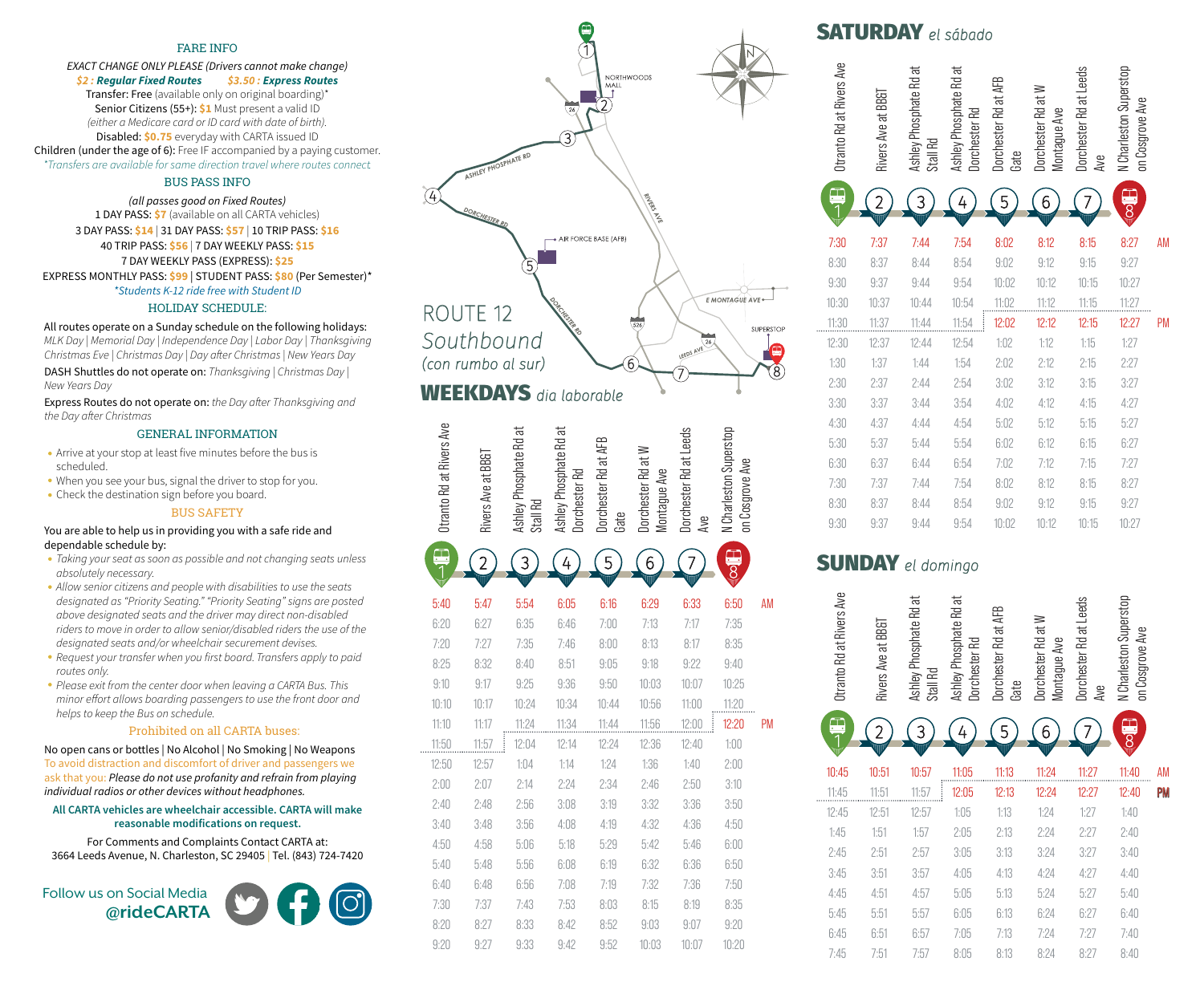## FARE INFO

*EXACT CHANGE ONLY PLEASE (Drivers cannot make change)*

***$2 : Regular Fixed Routes*** ***$3.50 : Express Routes***

Transfer: Free (available only on original boarding)*

Senior Citizens (55+): **$1** Must present a valid ID

*(either a Medicare card or ID card with date of birth).*

Disabled: **$0.75** everyday with CARTA issued ID

Children (under the age of 6): Free IF accompanied by a paying customer.

**Transfers are available for same direction travel where routes connect*

## BUS PASS INFO

*(all passes good on Fixed Routes)*

1 DAY PASS: **$7** (available on all CARTA vehicles)

3 DAY PASS: **$14** | 31 DAY PASS: **$57** | 10 TRIP PASS: **$16**

40 TRIP PASS: **$56** | 7 DAY WEEKLY PASS: **$15**

7 DAY WEEKLY PASS (EXPRESS): **$25**

EXPRESS MONTHLY PASS: **$99** | STUDENT PASS: **$80** (Per Semester)*

**Students K-12 ride free with Student ID*

## HOLIDAY SCHEDULE:

All routes operate on a Sunday schedule on the following holidays: *MLK Day | Memorial Day | Independence Day | Labor Day | Thanksgiving Christmas Eve | Christmas Day | Day after Christmas | New Years Day*

DASH Shuttles do not operate on: *Thanksgiving | Christmas Day | New Years Day*

Express Routes do not operate on: *the Day after Thanksgiving and the Day after Christmas*

## GENERAL INFORMATION

- Arrive at your stop at least five minutes before the bus is scheduled.
- When you see your bus, signal the driver to stop for you.
- Check the destination sign before you board.

## BUS SAFETY

You are able to help us in providing you with a safe ride and dependable schedule by:

- *Taking your seat as soon as possible and not changing seats unless absolutely necessary.*
- *Allow senior citizens and people with disabilities to use the seats designated as "Priority Seating." "Priority Seating" signs are posted above designated seats and the driver may direct non-disabled riders to move in order to allow senior/disabled riders the use of the designated seats and/or wheelchair securement devices.*
- *Request your transfer when you first board. Transfers apply to paid routes only.*
- *Please exit from the center door when leaving a CARTA Bus. This minor effort allows boarding passengers to use the front door and helps to keep the Bus on schedule.*

### Prohibited on all CARTA buses:

No open cans or bottles | No Alcohol | No Smoking | No Weapons

To avoid distraction and discomfort of driver and passengers we ask that you: *Please do not use profanity and refrain from playing individual radios or other devices without headphones.*

**All CARTA vehicles are wheelchair accessible. CARTA will make reasonable modifications on request.**

For Comments and Complaints Contact CARTA at:
3664 Leeds Avenue, N. Charleston, SC 29405 | Tel. (843) 724-7420

Follow us on Social Media **@rideCARTA**

# ROUTE 12 Southbound *(con rumbo al sur)*

NORTHWOODS MALL
ASHLEY PHOSPHATE RD
DORCHESTER RD
RIVERS AVE
AIR FORCE BASE (AFB)
E MONTAGUE AVE
SUPERSTOP
LEEDS AVE
26
526

## WEEKDAYS *dia laborable*

| 1 Otranto Rd at Rivers Ave | 2 Rivers Ave at BB&T | 3 Ashley Phosphate Rd at Stall Rd | 4 Ashley Phosphate Rd at Dorchester Rd | 5 Dorchester Rd at AFB Gate | 6 Dorchester Rd at W Montague Ave | 7 Dorchester Rd at Leeds Ave | 8 N Charleston Superstop on Cosgrove Ave | |
|---|---|---|---|---|---|---|---|---|
| 5:40 | 5:47 | 5:54 | 6:05 | 6:16 | 6:29 | 6:33 | 6:50 | AM |
| 6:20 | 6:27 | 6:35 | 6:46 | 7:00 | 7:13 | 7:17 | 7:35 | |
| 7:20 | 7:27 | 7:35 | 7:46 | 8:00 | 8:13 | 8:17 | 8:35 | |
| 8:25 | 8:32 | 8:40 | 8:51 | 9:05 | 9:18 | 9:22 | 9:40 | |
| 9:10 | 9:17 | 9:25 | 9:36 | 9:50 | 10:03 | 10:07 | 10:25 | |
| 10:10 | 10:17 | 10:24 | 10:34 | 10:44 | 10:56 | 11:00 | 11:20 | |
| 11:10 | 11:17 | 11:24 | 11:34 | 11:44 | 11:56 | 12:00 | 12:20 | PM |
| 11:50 | 11:57 | 12:04 | 12:14 | 12:24 | 12:36 | 12:40 | 1:00 | |
| 12:50 | 12:57 | 1:04 | 1:14 | 1:24 | 1:36 | 1:40 | 2:00 | |
| 2:00 | 2:07 | 2:14 | 2:24 | 2:34 | 2:46 | 2:50 | 3:10 | |
| 2:40 | 2:48 | 2:56 | 3:08 | 3:19 | 3:32 | 3:36 | 3:50 | |
| 3:40 | 3:48 | 3:56 | 4:08 | 4:19 | 4:32 | 4:36 | 4:50 | |
| 4:50 | 4:58 | 5:06 | 5:18 | 5:29 | 5:42 | 5:46 | 6:00 | |
| 5:40 | 5:48 | 5:56 | 6:08 | 6:19 | 6:32 | 6:36 | 6:50 | |
| 6:40 | 6:48 | 6:56 | 7:08 | 7:19 | 7:32 | 7:36 | 7:50 | |
| 7:30 | 7:37 | 7:43 | 7:53 | 8:03 | 8:15 | 8:19 | 8:35 | |
| 8:20 | 8:27 | 8:33 | 8:42 | 8:52 | 9:03 | 9:07 | 9:20 | |
| 9:20 | 9:27 | 9:33 | 9:42 | 9:52 | 10:03 | 10:07 | 10:20 | |

## SATURDAY *el sábado*

| 1 Otranto Rd at Rivers Ave | 2 Rivers Ave at BB&T | 3 Ashley Phosphate Rd at Stall Rd | 4 Ashley Phosphate Rd at Dorchester Rd | 5 Dorchester Rd at AFB Gate | 6 Dorchester Rd at W Montague Ave | 7 Dorchester Rd at Leeds Ave | 8 N Charleston Superstop on Cosgrove Ave | |
|---|---|---|---|---|---|---|---|---|
| 7:30 | 7:37 | 7:44 | 7:54 | 8:02 | 8:12 | 8:15 | 8:27 | AM |
| 8:30 | 8:37 | 8:44 | 8:54 | 9:02 | 9:12 | 9:15 | 9:27 | |
| 9:30 | 9:37 | 9:44 | 9:54 | 10:02 | 10:12 | 10:15 | 10:27 | |
| 10:30 | 10:37 | 10:44 | 10:54 | 11:02 | 11:12 | 11:15 | 11:27 | |
| 11:30 | 11:37 | 11:44 | 11:54 | 12:02 | 12:12 | 12:15 | 12:27 | PM |
| 12:30 | 12:37 | 12:44 | 12:54 | 1:02 | 1:12 | 1:15 | 1:27 | |
| 1:30 | 1:37 | 1:44 | 1:54 | 2:02 | 2:12 | 2:15 | 2:27 | |
| 2:30 | 2:37 | 2:44 | 2:54 | 3:02 | 3:12 | 3:15 | 3:27 | |
| 3:30 | 3:37 | 3:44 | 3:54 | 4:02 | 4:12 | 4:15 | 4:27 | |
| 4:30 | 4:37 | 4:44 | 4:54 | 5:02 | 5:12 | 5:15 | 5:27 | |
| 5:30 | 5:37 | 5:44 | 5:54 | 6:02 | 6:12 | 6:15 | 6:27 | |
| 6:30 | 6:37 | 6:44 | 6:54 | 7:02 | 7:12 | 7:15 | 7:27 | |
| 7:30 | 7:37 | 7:44 | 7:54 | 8:02 | 8:12 | 8:15 | 8:27 | |
| 8:30 | 8:37 | 8:44 | 8:54 | 9:02 | 9:12 | 9:15 | 9:27 | |
| 9:30 | 9:37 | 9:44 | 9:54 | 10:02 | 10:12 | 10:15 | 10:27 | |

## SUNDAY *el domingo*

| 1 Otranto Rd at Rivers Ave | 2 Rivers Ave at BB&T | 3 Ashley Phosphate Rd at Stall Rd | 4 Ashley Phosphate Rd at Dorchester Rd | 5 Dorchester Rd at AFB Gate | 6 Dorchester Rd at W Montague Ave | 7 Dorchester Rd at Leeds Ave | 8 N Charleston Superstop on Cosgrove Ave | |
|---|---|---|---|---|---|---|---|---|
| 10:45 | 10:51 | 10:57 | 11:05 | 11:13 | 11:24 | 11:27 | 11:40 | AM |
| 11:45 | 11:51 | 11:57 | 12:05 | 12:13 | 12:24 | 12:27 | 12:40 | PM |
| 12:45 | 12:51 | 12:57 | 1:05 | 1:13 | 1:24 | 1:27 | 1:40 | |
| 1:45 | 1:51 | 1:57 | 2:05 | 2:13 | 2:24 | 2:27 | 2:40 | |
| 2:45 | 2:51 | 2:57 | 3:05 | 3:13 | 3:24 | 3:27 | 3:40 | |
| 3:45 | 3:51 | 3:57 | 4:05 | 4:13 | 4:24 | 4:27 | 4:40 | |
| 4:45 | 4:51 | 4:57 | 5:05 | 5:13 | 5:24 | 5:27 | 5:40 | |
| 5:45 | 5:51 | 5:57 | 6:05 | 6:13 | 6:24 | 6:27 | 6:40 | |
| 6:45 | 6:51 | 6:57 | 7:05 | 7:13 | 7:24 | 7:27 | 7:40 | |
| 7:45 | 7:51 | 7:57 | 8:05 | 8:13 | 8:24 | 8:27 | 8:40 | |